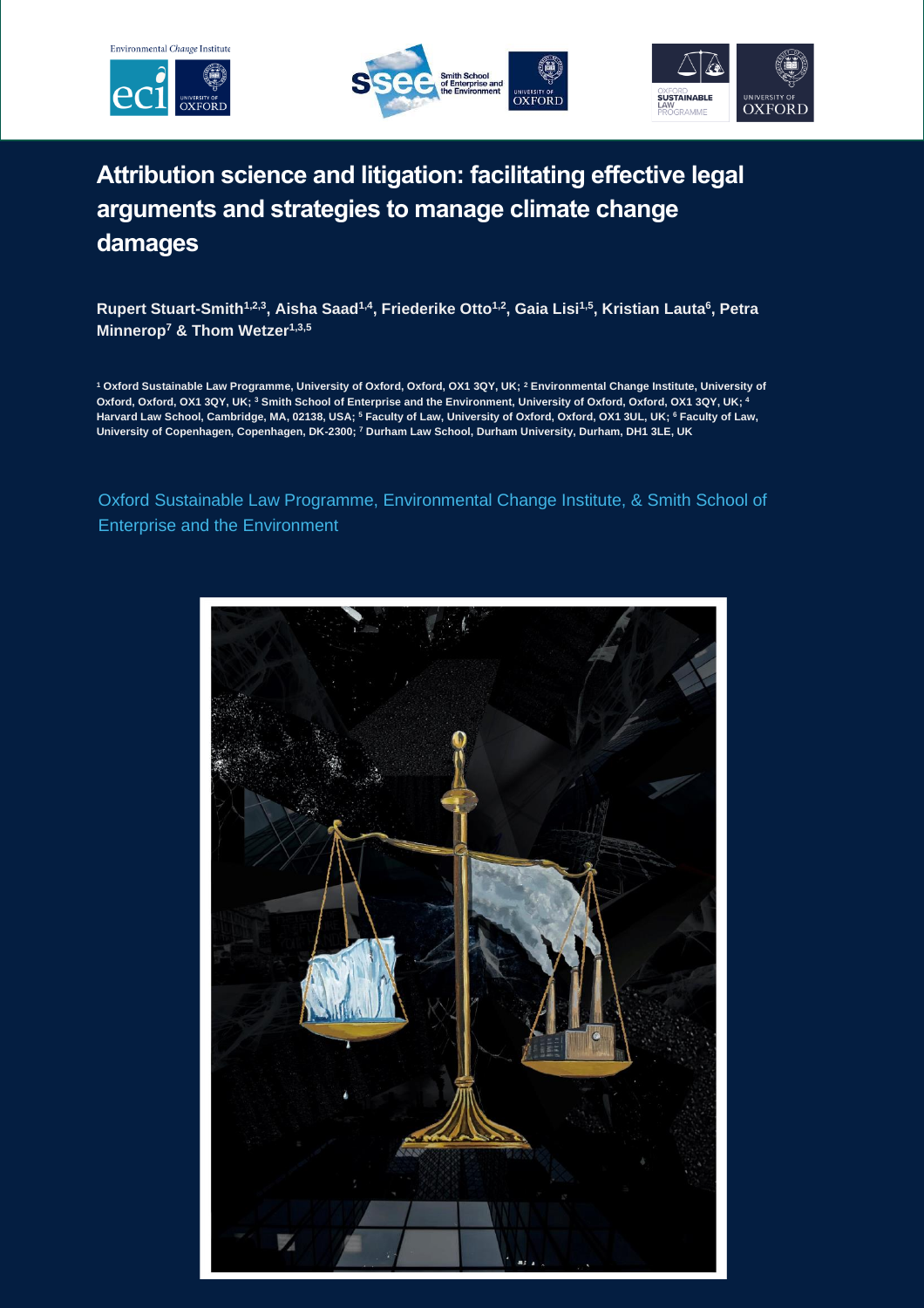# Attribution science and litigation: facilitating effective legal arguments and strategies to manage climate change damages

**Rupert Stuart-Smith[1,2,3], Aisha Saad[1,4], Friederike Otto[1,2], Gaia Lisi[1,5], Kristian Lauta[6], Petra Minnerop[7] & Thom Wetzer[1,3,5]**

[1] Oxford Sustainable Law Programme, University of Oxford, Oxford, OX1 3QY, UK; [2] Environmental Change Institute, University of Oxford, Oxford, OX1 3QY, UK; [3] Smith School of Enterprise and the Environment, University of Oxford, Oxford, OX1 3QY, UK; [4] Harvard Law School, Cambridge, MA, 02138, USA; [5] Faculty of Law, University of Oxford, Oxford, OX1 3UL, UK; [6] Faculty of Law, University of Copenhagen, Copenhagen, DK-2300; [7] Durham Law School, Durham University, Durham, DH1 3LE, UK

Oxford Sustainable Law Programme, Environmental Change Institute, & Smith School of Enterprise and the Environment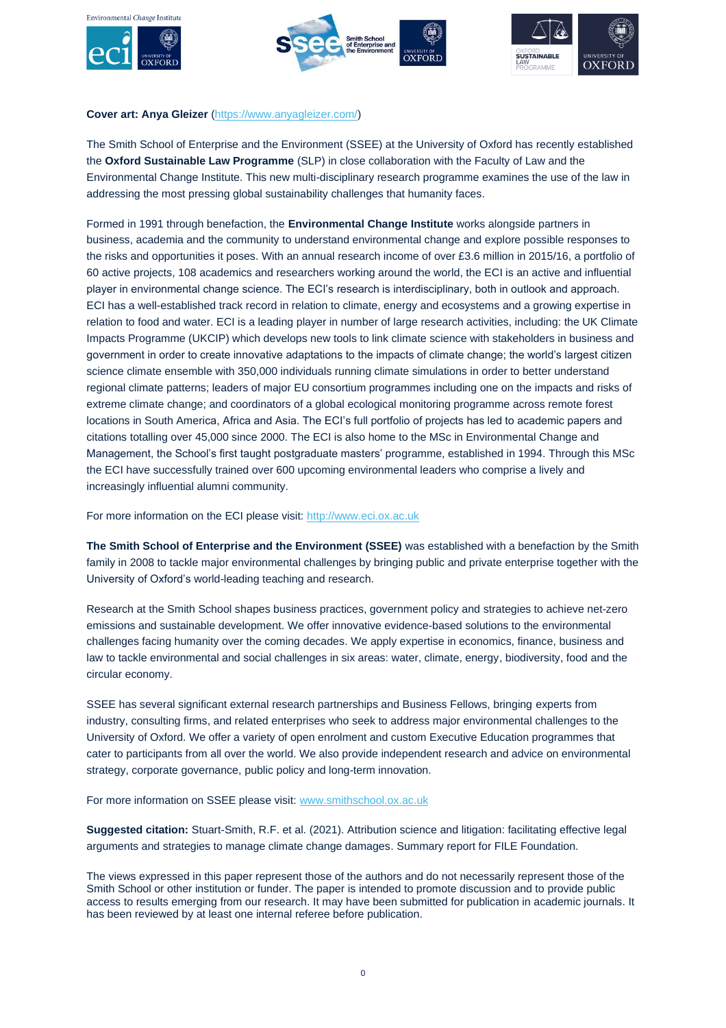**Cover art: Anya Gleizer** (https://www.anyagleizer.com/)

The Smith School of Enterprise and the Environment (SSEE) at the University of Oxford has recently established the **Oxford Sustainable Law Programme** (SLP) in close collaboration with the Faculty of Law and the Environmental Change Institute. This new multi-disciplinary research programme examines the use of the law in addressing the most pressing global sustainability challenges that humanity faces.

Formed in 1991 through benefaction, the **Environmental Change Institute** works alongside partners in business, academia and the community to understand environmental change and explore possible responses to the risks and opportunities it poses. With an annual research income of over £3.6 million in 2015/16, a portfolio of 60 active projects, 108 academics and researchers working around the world, the ECI is an active and influential player in environmental change science. The ECI's research is interdisciplinary, both in outlook and approach. ECI has a well-established track record in relation to climate, energy and ecosystems and a growing expertise in relation to food and water. ECI is a leading player in number of large research activities, including: the UK Climate Impacts Programme (UKCIP) which develops new tools to link climate science with stakeholders in business and government in order to create innovative adaptations to the impacts of climate change; the world's largest citizen science climate ensemble with 350,000 individuals running climate simulations in order to better understand regional climate patterns; leaders of major EU consortium programmes including one on the impacts and risks of extreme climate change; and coordinators of a global ecological monitoring programme across remote forest locations in South America, Africa and Asia. The ECI's full portfolio of projects has led to academic papers and citations totalling over 45,000 since 2000. The ECI is also home to the MSc in Environmental Change and Management, the School's first taught postgraduate masters' programme, established in 1994. Through this MSc the ECI have successfully trained over 600 upcoming environmental leaders who comprise a lively and increasingly influential alumni community.

For more information on the ECI please visit: http://www.eci.ox.ac.uk

**The Smith School of Enterprise and the Environment (SSEE)** was established with a benefaction by the Smith family in 2008 to tackle major environmental challenges by bringing public and private enterprise together with the University of Oxford's world-leading teaching and research.

Research at the Smith School shapes business practices, government policy and strategies to achieve net-zero emissions and sustainable development. We offer innovative evidence-based solutions to the environmental challenges facing humanity over the coming decades. We apply expertise in economics, finance, business and law to tackle environmental and social challenges in six areas: water, climate, energy, biodiversity, food and the circular economy.

SSEE has several significant external research partnerships and Business Fellows, bringing experts from industry, consulting firms, and related enterprises who seek to address major environmental challenges to the University of Oxford. We offer a variety of open enrolment and custom Executive Education programmes that cater to participants from all over the world. We also provide independent research and advice on environmental strategy, corporate governance, public policy and long-term innovation.

For more information on SSEE please visit: www.smithschool.ox.ac.uk

**Suggested citation:** Stuart-Smith, R.F. et al. (2021). Attribution science and litigation: facilitating effective legal arguments and strategies to manage climate change damages. Summary report for FILE Foundation.

The views expressed in this paper represent those of the authors and do not necessarily represent those of the Smith School or other institution or funder. The paper is intended to promote discussion and to provide public access to results emerging from our research. It may have been submitted for publication in academic journals. It has been reviewed by at least one internal referee before publication.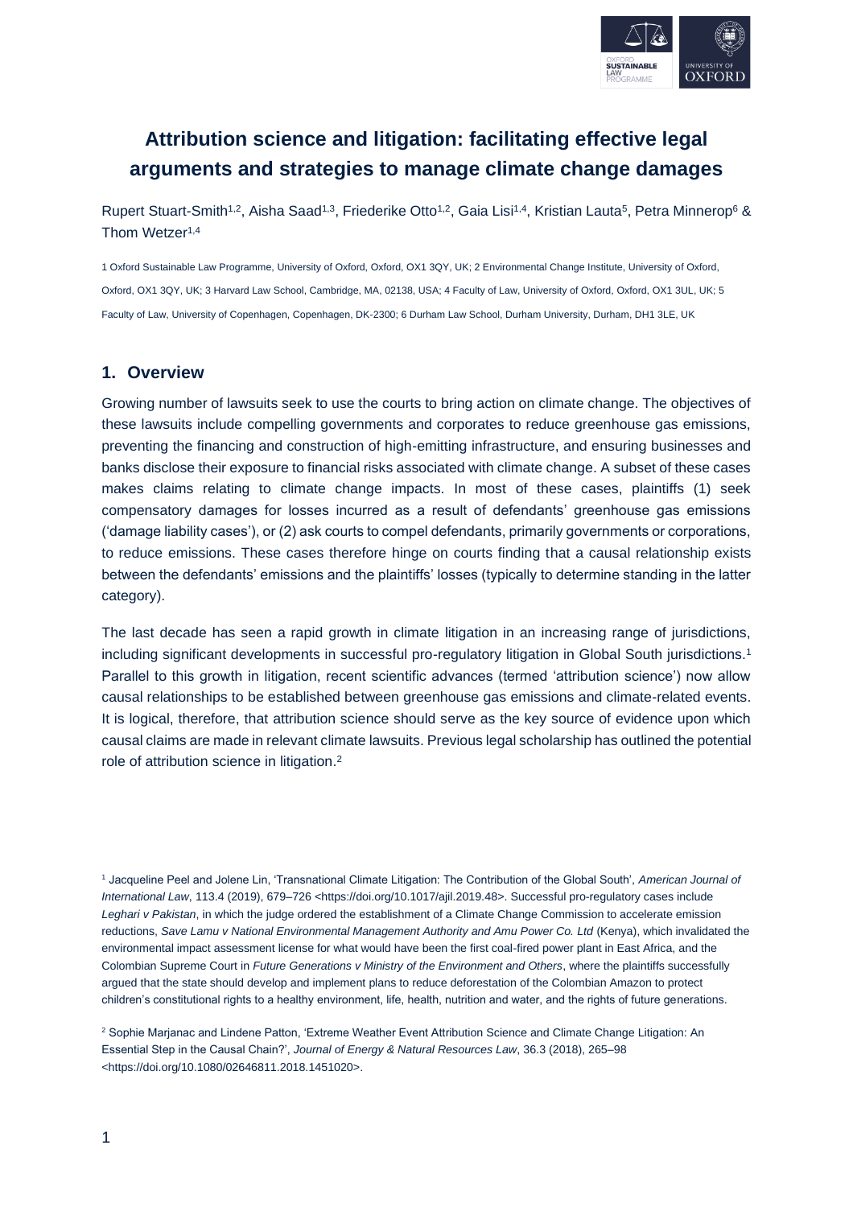# Attribution science and litigation: facilitating effective legal arguments and strategies to manage climate change damages

Rupert Stuart-Smith[1,2], Aisha Saad[1,3], Friederike Otto[1,2], Gaia Lisi[1,4], Kristian Lauta[5], Petra Minnerop[6] & Thom Wetzer[1,4]

1 Oxford Sustainable Law Programme, University of Oxford, Oxford, OX1 3QY, UK; 2 Environmental Change Institute, University of Oxford, Oxford, OX1 3QY, UK; 3 Harvard Law School, Cambridge, MA, 02138, USA; 4 Faculty of Law, University of Oxford, Oxford, OX1 3UL, UK; 5 Faculty of Law, University of Copenhagen, Copenhagen, DK-2300; 6 Durham Law School, Durham University, Durham, DH1 3LE, UK

## 1. Overview

Growing number of lawsuits seek to use the courts to bring action on climate change. The objectives of these lawsuits include compelling governments and corporates to reduce greenhouse gas emissions, preventing the financing and construction of high-emitting infrastructure, and ensuring businesses and banks disclose their exposure to financial risks associated with climate change. A subset of these cases makes claims relating to climate change impacts. In most of these cases, plaintiffs (1) seek compensatory damages for losses incurred as a result of defendants' greenhouse gas emissions ('damage liability cases'), or (2) ask courts to compel defendants, primarily governments or corporations, to reduce emissions. These cases therefore hinge on courts finding that a causal relationship exists between the defendants' emissions and the plaintiffs' losses (typically to determine standing in the latter category).

The last decade has seen a rapid growth in climate litigation in an increasing range of jurisdictions, including significant developments in successful pro-regulatory litigation in Global South jurisdictions.[1] Parallel to this growth in litigation, recent scientific advances (termed 'attribution science') now allow causal relationships to be established between greenhouse gas emissions and climate-related events. It is logical, therefore, that attribution science should serve as the key source of evidence upon which causal claims are made in relevant climate lawsuits. Previous legal scholarship has outlined the potential role of attribution science in litigation.[2]

[1] Jacqueline Peel and Jolene Lin, 'Transnational Climate Litigation: The Contribution of the Global South', *American Journal of International Law*, 113.4 (2019), 679–726 <https://doi.org/10.1017/ajil.2019.48>. Successful pro-regulatory cases include *Leghari v Pakistan*, in which the judge ordered the establishment of a Climate Change Commission to accelerate emission reductions, *Save Lamu v National Environmental Management Authority and Amu Power Co. Ltd* (Kenya), which invalidated the environmental impact assessment license for what would have been the first coal-fired power plant in East Africa, and the Colombian Supreme Court in *Future Generations v Ministry of the Environment and Others*, where the plaintiffs successfully argued that the state should develop and implement plans to reduce deforestation of the Colombian Amazon to protect children's constitutional rights to a healthy environment, life, health, nutrition and water, and the rights of future generations.

[2] Sophie Marjanac and Lindene Patton, 'Extreme Weather Event Attribution Science and Climate Change Litigation: An Essential Step in the Causal Chain?', *Journal of Energy & Natural Resources Law*, 36.3 (2018), 265–98 <https://doi.org/10.1080/02646811.2018.1451020>.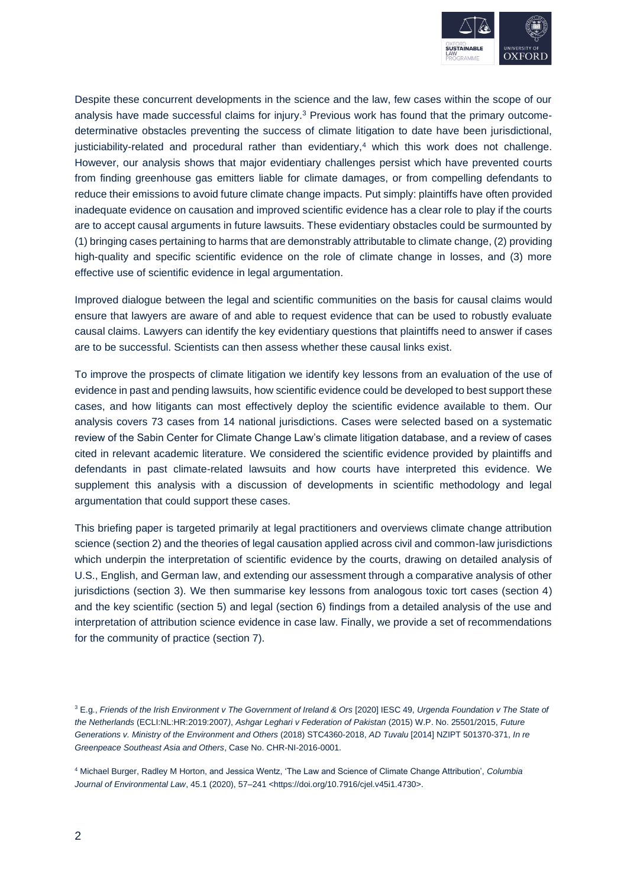Despite these concurrent developments in the science and the law, few cases within the scope of our analysis have made successful claims for injury.[3] Previous work has found that the primary outcome-determinative obstacles preventing the success of climate litigation to date have been jurisdictional, justiciability-related and procedural rather than evidentiary,[4] which this work does not challenge. However, our analysis shows that major evidentiary challenges persist which have prevented courts from finding greenhouse gas emitters liable for climate damages, or from compelling defendants to reduce their emissions to avoid future climate change impacts. Put simply: plaintiffs have often provided inadequate evidence on causation and improved scientific evidence has a clear role to play if the courts are to accept causal arguments in future lawsuits. These evidentiary obstacles could be surmounted by (1) bringing cases pertaining to harms that are demonstrably attributable to climate change, (2) providing high-quality and specific scientific evidence on the role of climate change in losses, and (3) more effective use of scientific evidence in legal argumentation.

Improved dialogue between the legal and scientific communities on the basis for causal claims would ensure that lawyers are aware of and able to request evidence that can be used to robustly evaluate causal claims. Lawyers can identify the key evidentiary questions that plaintiffs need to answer if cases are to be successful. Scientists can then assess whether these causal links exist.

To improve the prospects of climate litigation we identify key lessons from an evaluation of the use of evidence in past and pending lawsuits, how scientific evidence could be developed to best support these cases, and how litigants can most effectively deploy the scientific evidence available to them. Our analysis covers 73 cases from 14 national jurisdictions. Cases were selected based on a systematic review of the Sabin Center for Climate Change Law's climate litigation database, and a review of cases cited in relevant academic literature. We considered the scientific evidence provided by plaintiffs and defendants in past climate-related lawsuits and how courts have interpreted this evidence. We supplement this analysis with a discussion of developments in scientific methodology and legal argumentation that could support these cases.

This briefing paper is targeted primarily at legal practitioners and overviews climate change attribution science (section 2) and the theories of legal causation applied across civil and common-law jurisdictions which underpin the interpretation of scientific evidence by the courts, drawing on detailed analysis of U.S., English, and German law, and extending our assessment through a comparative analysis of other jurisdictions (section 3). We then summarise key lessons from analogous toxic tort cases (section 4) and the key scientific (section 5) and legal (section 6) findings from a detailed analysis of the use and interpretation of attribution science evidence in case law. Finally, we provide a set of recommendations for the community of practice (section 7).

[3] E.g., *Friends of the Irish Environment v The Government of Ireland & Ors* [2020] IESC 49, *Urgenda Foundation v The State of the Netherlands* (ECLI:NL:HR:2019:2007), *Ashgar Leghari v Federation of Pakistan* (2015) W.P. No. 25501/2015, *Future Generations v. Ministry of the Environment and Others* (2018) STC4360-2018, *AD Tuvalu* [2014] NZIPT 501370-371, *In re Greenpeace Southeast Asia and Others*, Case No. CHR-NI-2016-0001.

[4] Michael Burger, Radley M Horton, and Jessica Wentz, 'The Law and Science of Climate Change Attribution', *Columbia Journal of Environmental Law*, 45.1 (2020), 57–241 <https://doi.org/10.7916/cjel.v45i1.4730>.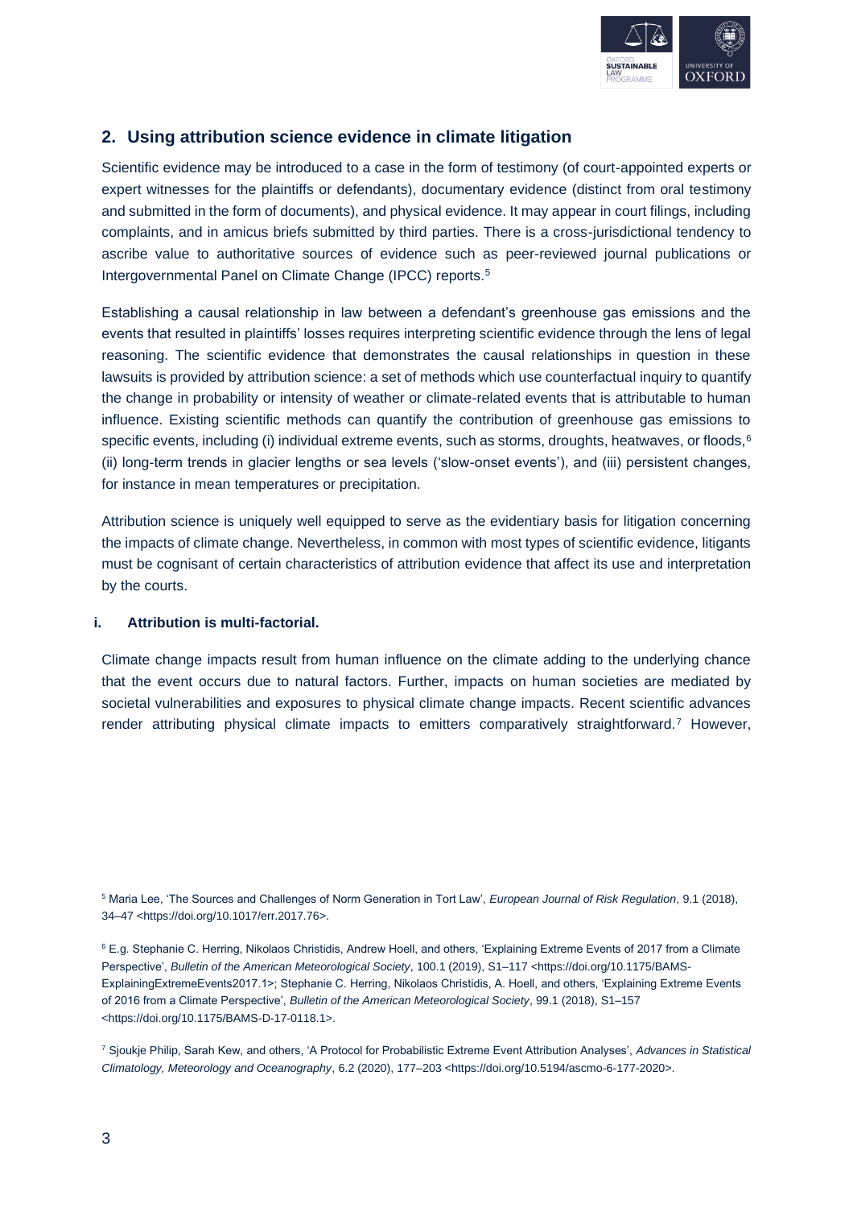## 2. Using attribution science evidence in climate litigation

Scientific evidence may be introduced to a case in the form of testimony (of court-appointed experts or expert witnesses for the plaintiffs or defendants), documentary evidence (distinct from oral testimony and submitted in the form of documents), and physical evidence. It may appear in court filings, including complaints, and in amicus briefs submitted by third parties. There is a cross-jurisdictional tendency to ascribe value to authoritative sources of evidence such as peer-reviewed journal publications or Intergovernmental Panel on Climate Change (IPCC) reports.[5]

Establishing a causal relationship in law between a defendant's greenhouse gas emissions and the events that resulted in plaintiffs' losses requires interpreting scientific evidence through the lens of legal reasoning. The scientific evidence that demonstrates the causal relationships in question in these lawsuits is provided by attribution science: a set of methods which use counterfactual inquiry to quantify the change in probability or intensity of weather or climate-related events that is attributable to human influence. Existing scientific methods can quantify the contribution of greenhouse gas emissions to specific events, including (i) individual extreme events, such as storms, droughts, heatwaves, or floods,[6] (ii) long-term trends in glacier lengths or sea levels ('slow-onset events'), and (iii) persistent changes, for instance in mean temperatures or precipitation.

Attribution science is uniquely well equipped to serve as the evidentiary basis for litigation concerning the impacts of climate change. Nevertheless, in common with most types of scientific evidence, litigants must be cognisant of certain characteristics of attribution evidence that affect its use and interpretation by the courts.

#### i. Attribution is multi-factorial.

Climate change impacts result from human influence on the climate adding to the underlying chance that the event occurs due to natural factors. Further, impacts on human societies are mediated by societal vulnerabilities and exposures to physical climate change impacts. Recent scientific advances render attributing physical climate impacts to emitters comparatively straightforward.[7] However,

[5] Maria Lee, 'The Sources and Challenges of Norm Generation in Tort Law', *European Journal of Risk Regulation*, 9.1 (2018), 34–47 <https://doi.org/10.1017/err.2017.76>.

[6] E.g. Stephanie C. Herring, Nikolaos Christidis, Andrew Hoell, and others, 'Explaining Extreme Events of 2017 from a Climate Perspective', *Bulletin of the American Meteorological Society*, 100.1 (2019), S1–117 <https://doi.org/10.1175/BAMS-ExplainingExtremeEvents2017.1>; Stephanie C. Herring, Nikolaos Christidis, A. Hoell, and others, 'Explaining Extreme Events of 2016 from a Climate Perspective', *Bulletin of the American Meteorological Society*, 99.1 (2018), S1–157 <https://doi.org/10.1175/BAMS-D-17-0118.1>.

[7] Sjoukje Philip, Sarah Kew, and others, 'A Protocol for Probabilistic Extreme Event Attribution Analyses', *Advances in Statistical Climatology, Meteorology and Oceanography*, 6.2 (2020), 177–203 <https://doi.org/10.5194/ascmo-6-177-2020>.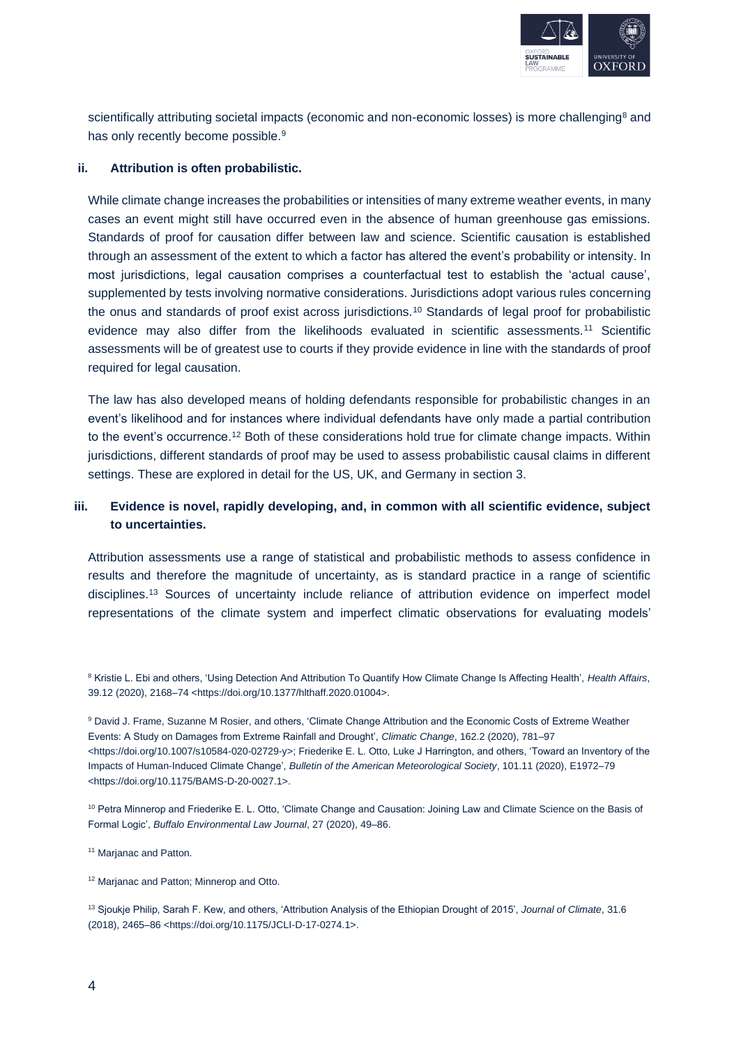scientifically attributing societal impacts (economic and non-economic losses) is more challenging[8] and has only recently become possible.[9]

**ii. Attribution is often probabilistic.**

While climate change increases the probabilities or intensities of many extreme weather events, in many cases an event might still have occurred even in the absence of human greenhouse gas emissions. Standards of proof for causation differ between law and science. Scientific causation is established through an assessment of the extent to which a factor has altered the event's probability or intensity. In most jurisdictions, legal causation comprises a counterfactual test to establish the 'actual cause', supplemented by tests involving normative considerations. Jurisdictions adopt various rules concerning the onus and standards of proof exist across jurisdictions.[10] Standards of legal proof for probabilistic evidence may also differ from the likelihoods evaluated in scientific assessments.[11] Scientific assessments will be of greatest use to courts if they provide evidence in line with the standards of proof required for legal causation.

The law has also developed means of holding defendants responsible for probabilistic changes in an event's likelihood and for instances where individual defendants have only made a partial contribution to the event's occurrence.[12] Both of these considerations hold true for climate change impacts. Within jurisdictions, different standards of proof may be used to assess probabilistic causal claims in different settings. These are explored in detail for the US, UK, and Germany in section 3.

**iii. Evidence is novel, rapidly developing, and, in common with all scientific evidence, subject to uncertainties.**

Attribution assessments use a range of statistical and probabilistic methods to assess confidence in results and therefore the magnitude of uncertainty, as is standard practice in a range of scientific disciplines.[13] Sources of uncertainty include reliance of attribution evidence on imperfect model representations of the climate system and imperfect climatic observations for evaluating models'

---

[8] Kristie L. Ebi and others, 'Using Detection And Attribution To Quantify How Climate Change Is Affecting Health', *Health Affairs*, 39.12 (2020), 2168–74 <https://doi.org/10.1377/hlthaff.2020.01004>.

[9] David J. Frame, Suzanne M Rosier, and others, 'Climate Change Attribution and the Economic Costs of Extreme Weather Events: A Study on Damages from Extreme Rainfall and Drought', *Climatic Change*, 162.2 (2020), 781–97 <https://doi.org/10.1007/s10584-020-02729-y>; Friederike E. L. Otto, Luke J Harrington, and others, 'Toward an Inventory of the Impacts of Human-Induced Climate Change', *Bulletin of the American Meteorological Society*, 101.11 (2020), E1972–79 <https://doi.org/10.1175/BAMS-D-20-0027.1>.

[10] Petra Minnerop and Friederike E. L. Otto, 'Climate Change and Causation: Joining Law and Climate Science on the Basis of Formal Logic', *Buffalo Environmental Law Journal*, 27 (2020), 49–86.

[11] Marjanac and Patton.

[12] Marjanac and Patton; Minnerop and Otto.

[13] Sjoukje Philip, Sarah F. Kew, and others, 'Attribution Analysis of the Ethiopian Drought of 2015', *Journal of Climate*, 31.6 (2018), 2465–86 <https://doi.org/10.1175/JCLI-D-17-0274.1>.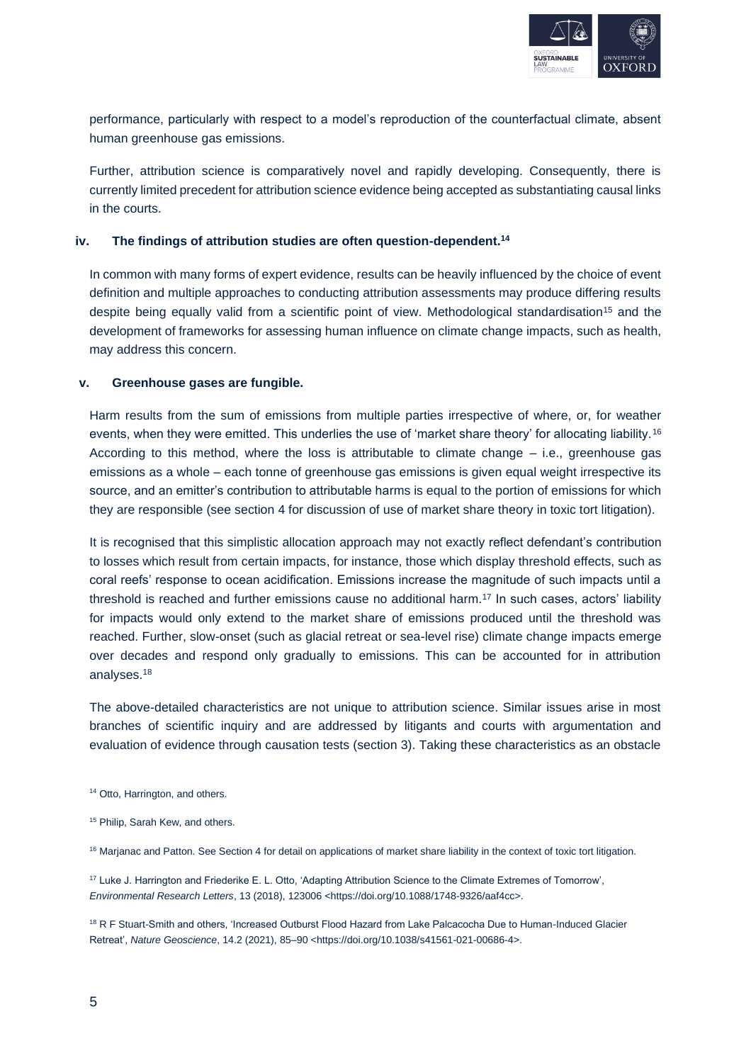performance, particularly with respect to a model's reproduction of the counterfactual climate, absent human greenhouse gas emissions.

Further, attribution science is comparatively novel and rapidly developing. Consequently, there is currently limited precedent for attribution science evidence being accepted as substantiating causal links in the courts.

#### iv. The findings of attribution studies are often question-dependent.[14]

In common with many forms of expert evidence, results can be heavily influenced by the choice of event definition and multiple approaches to conducting attribution assessments may produce differing results despite being equally valid from a scientific point of view. Methodological standardisation[15] and the development of frameworks for assessing human influence on climate change impacts, such as health, may address this concern.

#### v. Greenhouse gases are fungible.

Harm results from the sum of emissions from multiple parties irrespective of where, or, for weather events, when they were emitted. This underlies the use of 'market share theory' for allocating liability.[16] According to this method, where the loss is attributable to climate change – i.e., greenhouse gas emissions as a whole – each tonne of greenhouse gas emissions is given equal weight irrespective its source, and an emitter's contribution to attributable harms is equal to the portion of emissions for which they are responsible (see section 4 for discussion of use of market share theory in toxic tort litigation).

It is recognised that this simplistic allocation approach may not exactly reflect defendant's contribution to losses which result from certain impacts, for instance, those which display threshold effects, such as coral reefs' response to ocean acidification. Emissions increase the magnitude of such impacts until a threshold is reached and further emissions cause no additional harm.[17] In such cases, actors' liability for impacts would only extend to the market share of emissions produced until the threshold was reached. Further, slow-onset (such as glacial retreat or sea-level rise) climate change impacts emerge over decades and respond only gradually to emissions. This can be accounted for in attribution analyses.[18]

The above-detailed characteristics are not unique to attribution science. Similar issues arise in most branches of scientific inquiry and are addressed by litigants and courts with argumentation and evaluation of evidence through causation tests (section 3). Taking these characteristics as an obstacle

[14] Otto, Harrington, and others.

[15] Philip, Sarah Kew, and others.

[16] Marjanac and Patton. See Section 4 for detail on applications of market share liability in the context of toxic tort litigation.

[17] Luke J. Harrington and Friederike E. L. Otto, 'Adapting Attribution Science to the Climate Extremes of Tomorrow', *Environmental Research Letters*, 13 (2018), 123006 <https://doi.org/10.1088/1748-9326/aaf4cc>.

[18] R F Stuart-Smith and others, 'Increased Outburst Flood Hazard from Lake Palcacocha Due to Human-Induced Glacier Retreat', *Nature Geoscience*, 14.2 (2021), 85–90 <https://doi.org/10.1038/s41561-021-00686-4>.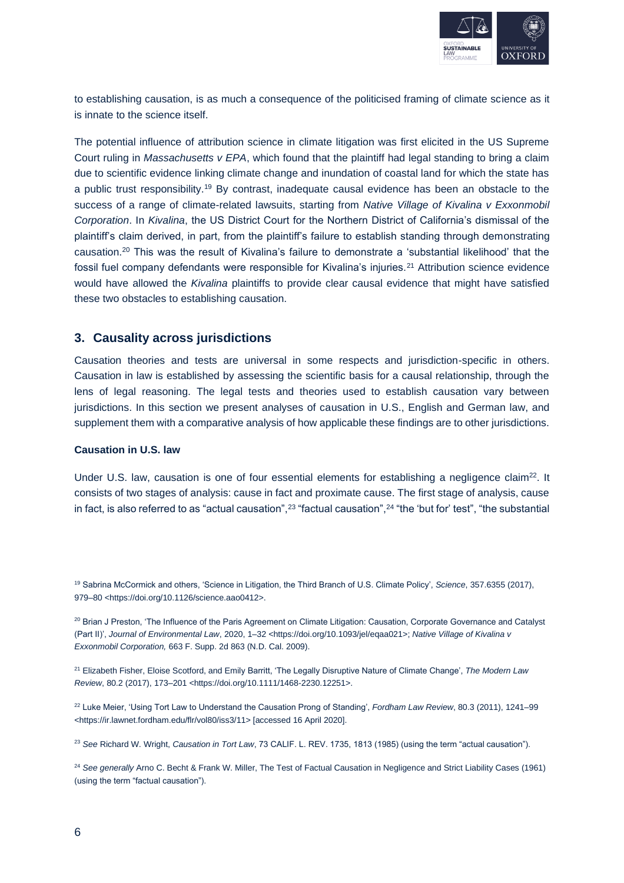to establishing causation, is as much a consequence of the politicised framing of climate science as it is innate to the science itself.

The potential influence of attribution science in climate litigation was first elicited in the US Supreme Court ruling in *Massachusetts v EPA*, which found that the plaintiff had legal standing to bring a claim due to scientific evidence linking climate change and inundation of coastal land for which the state has a public trust responsibility.[19] By contrast, inadequate causal evidence has been an obstacle to the success of a range of climate-related lawsuits, starting from *Native Village of Kivalina v Exxonmobil Corporation*. In *Kivalina*, the US District Court for the Northern District of California's dismissal of the plaintiff's claim derived, in part, from the plaintiff's failure to establish standing through demonstrating causation.[20] This was the result of Kivalina's failure to demonstrate a 'substantial likelihood' that the fossil fuel company defendants were responsible for Kivalina's injuries.[21] Attribution science evidence would have allowed the *Kivalina* plaintiffs to provide clear causal evidence that might have satisfied these two obstacles to establishing causation.

## 3. Causality across jurisdictions

Causation theories and tests are universal in some respects and jurisdiction-specific in others. Causation in law is established by assessing the scientific basis for a causal relationship, through the lens of legal reasoning. The legal tests and theories used to establish causation vary between jurisdictions. In this section we present analyses of causation in U.S., English and German law, and supplement them with a comparative analysis of how applicable these findings are to other jurisdictions.

**Causation in U.S. law**

Under U.S. law, causation is one of four essential elements for establishing a negligence claim[22]. It consists of two stages of analysis: cause in fact and proximate cause. The first stage of analysis, cause in fact, is also referred to as "actual causation",[23] "factual causation",[24] "the 'but for' test", "the substantial

---

[19] Sabrina McCormick and others, 'Science in Litigation, the Third Branch of U.S. Climate Policy', *Science*, 357.6355 (2017), 979–80 <https://doi.org/10.1126/science.aao0412>.

[20] Brian J Preston, 'The Influence of the Paris Agreement on Climate Litigation: Causation, Corporate Governance and Catalyst (Part II)', *Journal of Environmental Law*, 2020, 1–32 <https://doi.org/10.1093/jel/eqaa021>; *Native Village of Kivalina v Exxonmobil Corporation,* 663 F. Supp. 2d 863 (N.D. Cal. 2009).

[21] Elizabeth Fisher, Eloise Scotford, and Emily Barritt, 'The Legally Disruptive Nature of Climate Change', *The Modern Law Review*, 80.2 (2017), 173–201 <https://doi.org/10.1111/1468-2230.12251>.

[22] Luke Meier, 'Using Tort Law to Understand the Causation Prong of Standing', *Fordham Law Review*, 80.3 (2011), 1241–99 <https://ir.lawnet.fordham.edu/flr/vol80/iss3/11> [accessed 16 April 2020].

[23] *See* Richard W. Wright, *Causation in Tort Law*, 73 CALIF. L. REV. 1735, 1813 (1985) (using the term "actual causation").

[24] *See generally* Arno C. Becht & Frank W. Miller, The Test of Factual Causation in Negligence and Strict Liability Cases (1961) (using the term "factual causation").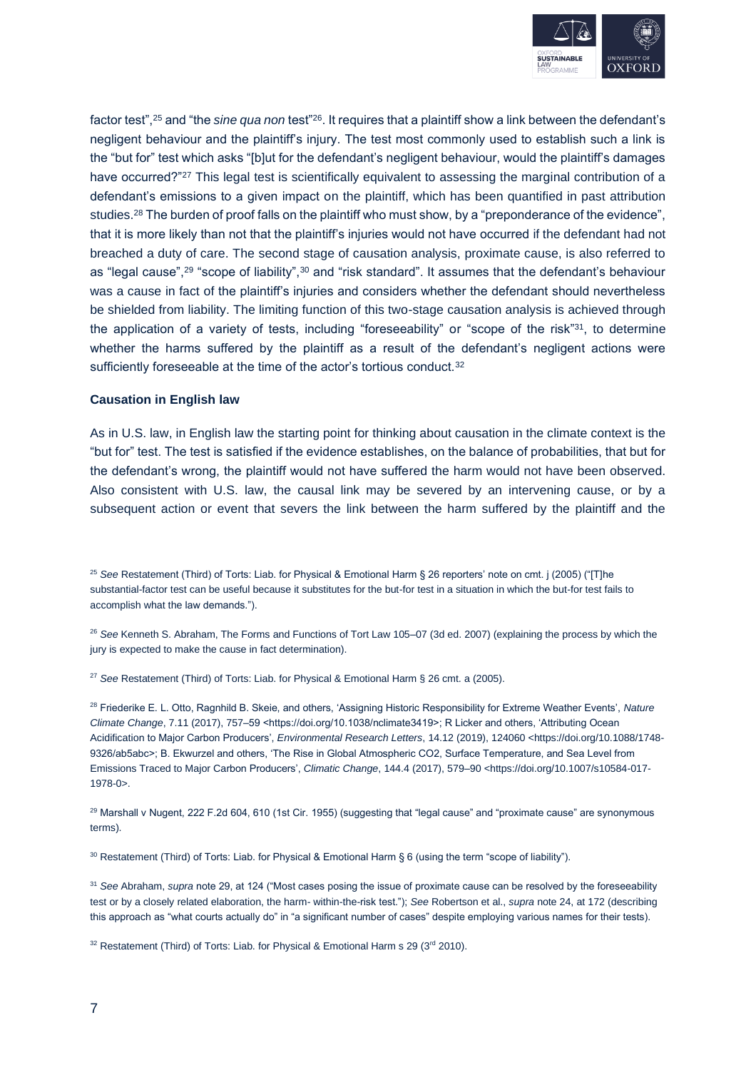factor test",[25] and "the *sine qua non* test"[26]. It requires that a plaintiff show a link between the defendant's negligent behaviour and the plaintiff's injury. The test most commonly used to establish such a link is the "but for" test which asks "[b]ut for the defendant's negligent behaviour, would the plaintiff's damages have occurred?"[27] This legal test is scientifically equivalent to assessing the marginal contribution of a defendant's emissions to a given impact on the plaintiff, which has been quantified in past attribution studies.[28] The burden of proof falls on the plaintiff who must show, by a "preponderance of the evidence", that it is more likely than not that the plaintiff's injuries would not have occurred if the defendant had not breached a duty of care. The second stage of causation analysis, proximate cause, is also referred to as "legal cause",[29] "scope of liability",[30] and "risk standard". It assumes that the defendant's behaviour was a cause in fact of the plaintiff's injuries and considers whether the defendant should nevertheless be shielded from liability. The limiting function of this two-stage causation analysis is achieved through the application of a variety of tests, including "foreseeability" or "scope of the risk"[31], to determine whether the harms suffered by the plaintiff as a result of the defendant's negligent actions were sufficiently foreseeable at the time of the actor's tortious conduct.[32]

**Causation in English law**

As in U.S. law, in English law the starting point for thinking about causation in the climate context is the "but for" test. The test is satisfied if the evidence establishes, on the balance of probabilities, that but for the defendant's wrong, the plaintiff would not have suffered the harm would not have been observed. Also consistent with U.S. law, the causal link may be severed by an intervening cause, or by a subsequent action or event that severs the link between the harm suffered by the plaintiff and the

[25] *See* Restatement (Third) of Torts: Liab. for Physical & Emotional Harm § 26 reporters' note on cmt. j (2005) ("[T]he substantial-factor test can be useful because it substitutes for the but-for test in a situation in which the but-for test fails to accomplish what the law demands.").

[26] *See* Kenneth S. Abraham, The Forms and Functions of Tort Law 105–07 (3d ed. 2007) (explaining the process by which the jury is expected to make the cause in fact determination).

[27] *See* Restatement (Third) of Torts: Liab. for Physical & Emotional Harm § 26 cmt. a (2005).

[28] Friederike E. L. Otto, Ragnhild B. Skeie, and others, 'Assigning Historic Responsibility for Extreme Weather Events', *Nature Climate Change*, 7.11 (2017), 757–59 <https://doi.org/10.1038/nclimate3419>; R Licker and others, 'Attributing Ocean Acidification to Major Carbon Producers', *Environmental Research Letters*, 14.12 (2019), 124060 <https://doi.org/10.1088/1748-9326/ab5abc>; B. Ekwurzel and others, 'The Rise in Global Atmospheric CO2, Surface Temperature, and Sea Level from Emissions Traced to Major Carbon Producers', *Climatic Change*, 144.4 (2017), 579–90 <https://doi.org/10.1007/s10584-017-1978-0>.

[29] Marshall v Nugent, 222 F.2d 604, 610 (1st Cir. 1955) (suggesting that "legal cause" and "proximate cause" are synonymous terms).

[30] Restatement (Third) of Torts: Liab. for Physical & Emotional Harm § 6 (using the term "scope of liability").

[31] *See* Abraham, *supra* note 29, at 124 ("Most cases posing the issue of proximate cause can be resolved by the foreseeability test or by a closely related elaboration, the harm- within-the-risk test."); *See* Robertson et al., *supra* note 24, at 172 (describing this approach as "what courts actually do" in "a significant number of cases" despite employing various names for their tests).

[32] Restatement (Third) of Torts: Liab. for Physical & Emotional Harm s 29 (3rd 2010).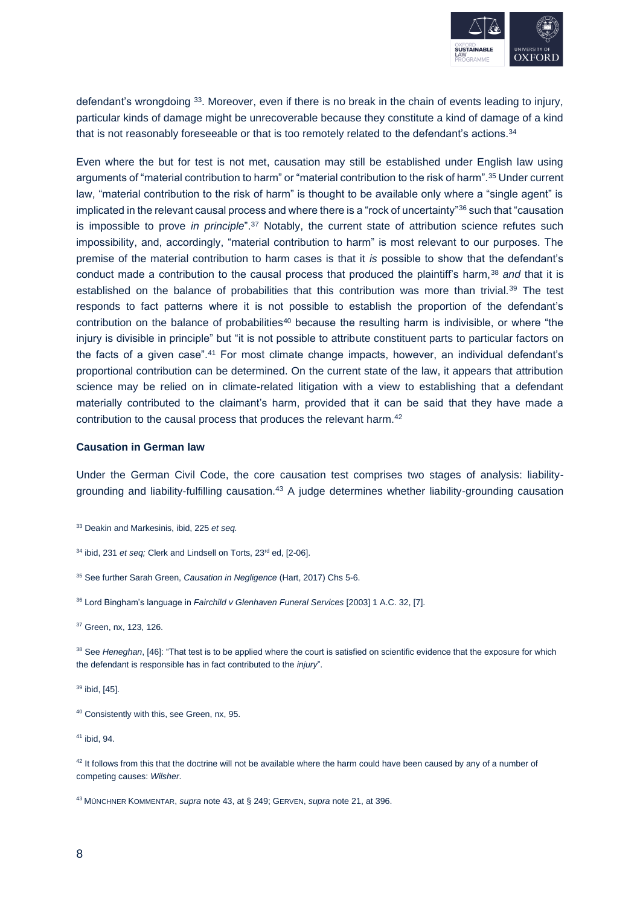defendant's wrongdoing [33]. Moreover, even if there is no break in the chain of events leading to injury, particular kinds of damage might be unrecoverable because they constitute a kind of damage of a kind that is not reasonably foreseeable or that is too remotely related to the defendant's actions.[34]

Even where the but for test is not met, causation may still be established under English law using arguments of "material contribution to harm" or "material contribution to the risk of harm".[35] Under current law, "material contribution to the risk of harm" is thought to be available only where a "single agent" is implicated in the relevant causal process and where there is a "rock of uncertainty"[36] such that "causation is impossible to prove *in principle*".[37] Notably, the current state of attribution science refutes such impossibility, and, accordingly, "material contribution to harm" is most relevant to our purposes. The premise of the material contribution to harm cases is that it *is* possible to show that the defendant's conduct made a contribution to the causal process that produced the plaintiff's harm,[38] *and* that it is established on the balance of probabilities that this contribution was more than trivial.[39] The test responds to fact patterns where it is not possible to establish the proportion of the defendant's contribution on the balance of probabilities[40] because the resulting harm is indivisible, or where "the injury is divisible in principle" but "it is not possible to attribute constituent parts to particular factors on the facts of a given case".[41] For most climate change impacts, however, an individual defendant's proportional contribution can be determined. On the current state of the law, it appears that attribution science may be relied on in climate-related litigation with a view to establishing that a defendant materially contributed to the claimant's harm, provided that it can be said that they have made a contribution to the causal process that produces the relevant harm.[42]

**Causation in German law**

Under the German Civil Code, the core causation test comprises two stages of analysis: liability-grounding and liability-fulfilling causation.[43] A judge determines whether liability-grounding causation

[33] Deakin and Markesinis, ibid, 225 *et seq.*

[34] ibid, 231 *et seq;* Clerk and Lindsell on Torts, 23rd ed, [2-06].

[35] See further Sarah Green, *Causation in Negligence* (Hart, 2017) Chs 5-6.

[36] Lord Bingham's language in *Fairchild v Glenhaven Funeral Services* [2003] 1 A.C. 32, [7].

[37] Green, nx, 123, 126.

[38] See *Heneghan*, [46]: "That test is to be applied where the court is satisfied on scientific evidence that the exposure for which the defendant is responsible has in fact contributed to the *injury*".

[39] ibid, [45].

[40] Consistently with this, see Green, nx, 95.

[41] ibid, 94.

[42] It follows from this that the doctrine will not be available where the harm could have been caused by any of a number of competing causes: *Wilsher*.

[43] MÜNCHNER KOMMENTAR, *supra* note 43, at § 249; GERVEN, *supra* note 21, at 396.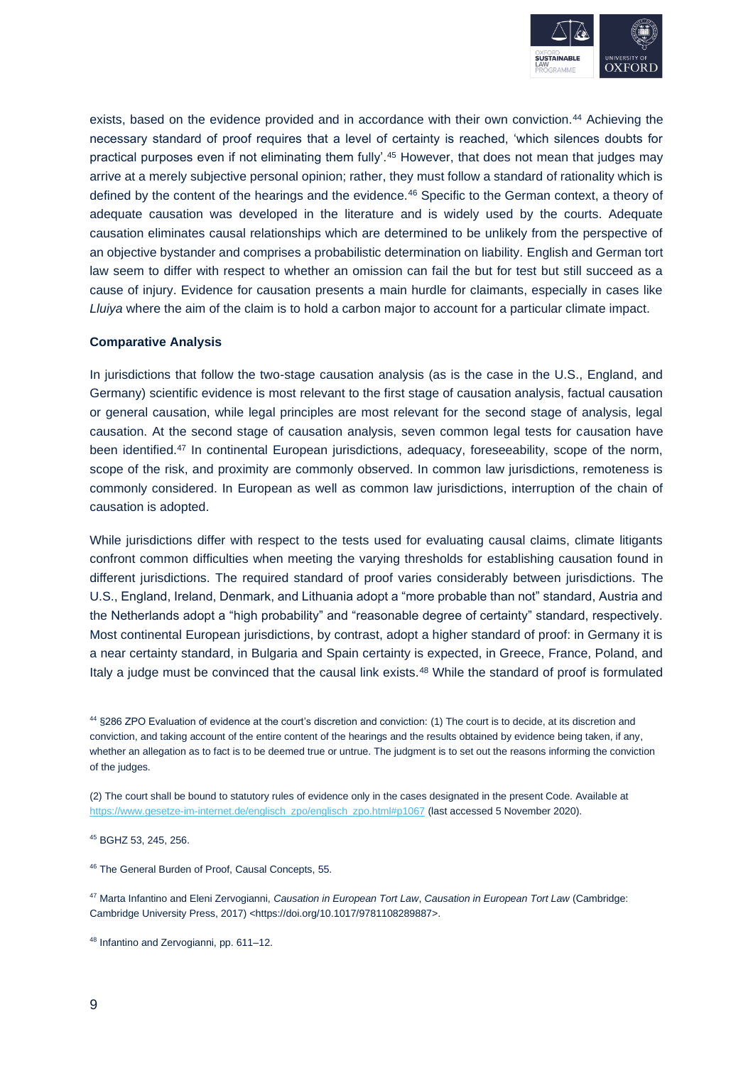exists, based on the evidence provided and in accordance with their own conviction.[44] Achieving the necessary standard of proof requires that a level of certainty is reached, 'which silences doubts for practical purposes even if not eliminating them fully'.[45] However, that does not mean that judges may arrive at a merely subjective personal opinion; rather, they must follow a standard of rationality which is defined by the content of the hearings and the evidence.[46] Specific to the German context, a theory of adequate causation was developed in the literature and is widely used by the courts. Adequate causation eliminates causal relationships which are determined to be unlikely from the perspective of an objective bystander and comprises a probabilistic determination on liability. English and German tort law seem to differ with respect to whether an omission can fail the but for test but still succeed as a cause of injury. Evidence for causation presents a main hurdle for claimants, especially in cases like *Lluiya* where the aim of the claim is to hold a carbon major to account for a particular climate impact.

**Comparative Analysis**

In jurisdictions that follow the two-stage causation analysis (as is the case in the U.S., England, and Germany) scientific evidence is most relevant to the first stage of causation analysis, factual causation or general causation, while legal principles are most relevant for the second stage of analysis, legal causation. At the second stage of causation analysis, seven common legal tests for causation have been identified.[47] In continental European jurisdictions, adequacy, foreseeability, scope of the norm, scope of the risk, and proximity are commonly observed. In common law jurisdictions, remoteness is commonly considered. In European as well as common law jurisdictions, interruption of the chain of causation is adopted.

While jurisdictions differ with respect to the tests used for evaluating causal claims, climate litigants confront common difficulties when meeting the varying thresholds for establishing causation found in different jurisdictions. The required standard of proof varies considerably between jurisdictions. The U.S., England, Ireland, Denmark, and Lithuania adopt a "more probable than not" standard, Austria and the Netherlands adopt a "high probability" and "reasonable degree of certainty" standard, respectively. Most continental European jurisdictions, by contrast, adopt a higher standard of proof: in Germany it is a near certainty standard, in Bulgaria and Spain certainty is expected, in Greece, France, Poland, and Italy a judge must be convinced that the causal link exists.[48] While the standard of proof is formulated

---

[44] §286 ZPO Evaluation of evidence at the court's discretion and conviction: (1) The court is to decide, at its discretion and conviction, and taking account of the entire content of the hearings and the results obtained by evidence being taken, if any, whether an allegation as to fact is to be deemed true or untrue. The judgment is to set out the reasons informing the conviction of the judges.

(2) The court shall be bound to statutory rules of evidence only in the cases designated in the present Code. Available at https://www.gesetze-im-internet.de/englisch_zpo/englisch_zpo.html#p1067 (last accessed 5 November 2020).

[45] BGHZ 53, 245, 256.

[46] The General Burden of Proof, Causal Concepts, 55.

[47] Marta Infantino and Eleni Zervogianni, *Causation in European Tort Law*, *Causation in European Tort Law* (Cambridge: Cambridge University Press, 2017) <https://doi.org/10.1017/9781108289887>.

[48] Infantino and Zervogianni, pp. 611–12.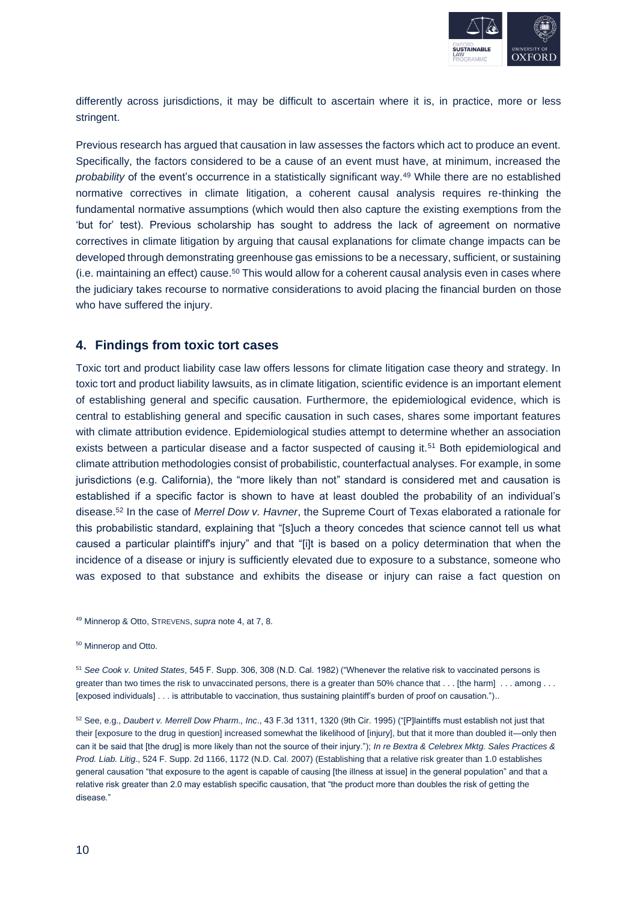differently across jurisdictions, it may be difficult to ascertain where it is, in practice, more or less stringent.

Previous research has argued that causation in law assesses the factors which act to produce an event. Specifically, the factors considered to be a cause of an event must have, at minimum, increased the *probability* of the event's occurrence in a statistically significant way.[49] While there are no established normative correctives in climate litigation, a coherent causal analysis requires re-thinking the fundamental normative assumptions (which would then also capture the existing exemptions from the 'but for' test). Previous scholarship has sought to address the lack of agreement on normative correctives in climate litigation by arguing that causal explanations for climate change impacts can be developed through demonstrating greenhouse gas emissions to be a necessary, sufficient, or sustaining (i.e. maintaining an effect) cause.[50] This would allow for a coherent causal analysis even in cases where the judiciary takes recourse to normative considerations to avoid placing the financial burden on those who have suffered the injury.

## 4. Findings from toxic tort cases

Toxic tort and product liability case law offers lessons for climate litigation case theory and strategy. In toxic tort and product liability lawsuits, as in climate litigation, scientific evidence is an important element of establishing general and specific causation. Furthermore, the epidemiological evidence, which is central to establishing general and specific causation in such cases, shares some important features with climate attribution evidence. Epidemiological studies attempt to determine whether an association exists between a particular disease and a factor suspected of causing it.[51] Both epidemiological and climate attribution methodologies consist of probabilistic, counterfactual analyses. For example, in some jurisdictions (e.g. California), the "more likely than not" standard is considered met and causation is established if a specific factor is shown to have at least doubled the probability of an individual's disease.[52] In the case of *Merrel Dow v. Havner*, the Supreme Court of Texas elaborated a rationale for this probabilistic standard, explaining that "[s]uch a theory concedes that science cannot tell us what caused a particular plaintiff's injury" and that "[i]t is based on a policy determination that when the incidence of a disease or injury is sufficiently elevated due to exposure to a substance, someone who was exposed to that substance and exhibits the disease or injury can raise a fact question on

---

[49] Minnerop & Otto, STREVENS, *supra* note 4, at 7, 8.

[50] Minnerop and Otto.

[51] *See Cook v. United States*, 545 F. Supp. 306, 308 (N.D. Cal. 1982) ("Whenever the relative risk to vaccinated persons is greater than two times the risk to unvaccinated persons, there is a greater than 50% chance that . . . [the harm] . . . among . . . [exposed individuals] . . . is attributable to vaccination, thus sustaining plaintiff's burden of proof on causation.")..

[52] See, e.g., *Daubert v. Merrell Dow Pharm., Inc*., 43 F.3d 1311, 1320 (9th Cir. 1995) ("[P]laintiffs must establish not just that their [exposure to the drug in question] increased somewhat the likelihood of [injury], but that it more than doubled it—only then can it be said that [the drug] is more likely than not the source of their injury."); *In re Bextra & Celebrex Mktg. Sales Practices & Prod. Liab. Litig*., 524 F. Supp. 2d 1166, 1172 (N.D. Cal. 2007) (Establishing that a relative risk greater than 1.0 establishes general causation "that exposure to the agent is capable of causing [the illness at issue] in the general population" and that a relative risk greater than 2.0 may establish specific causation, that "the product more than doubles the risk of getting the disease."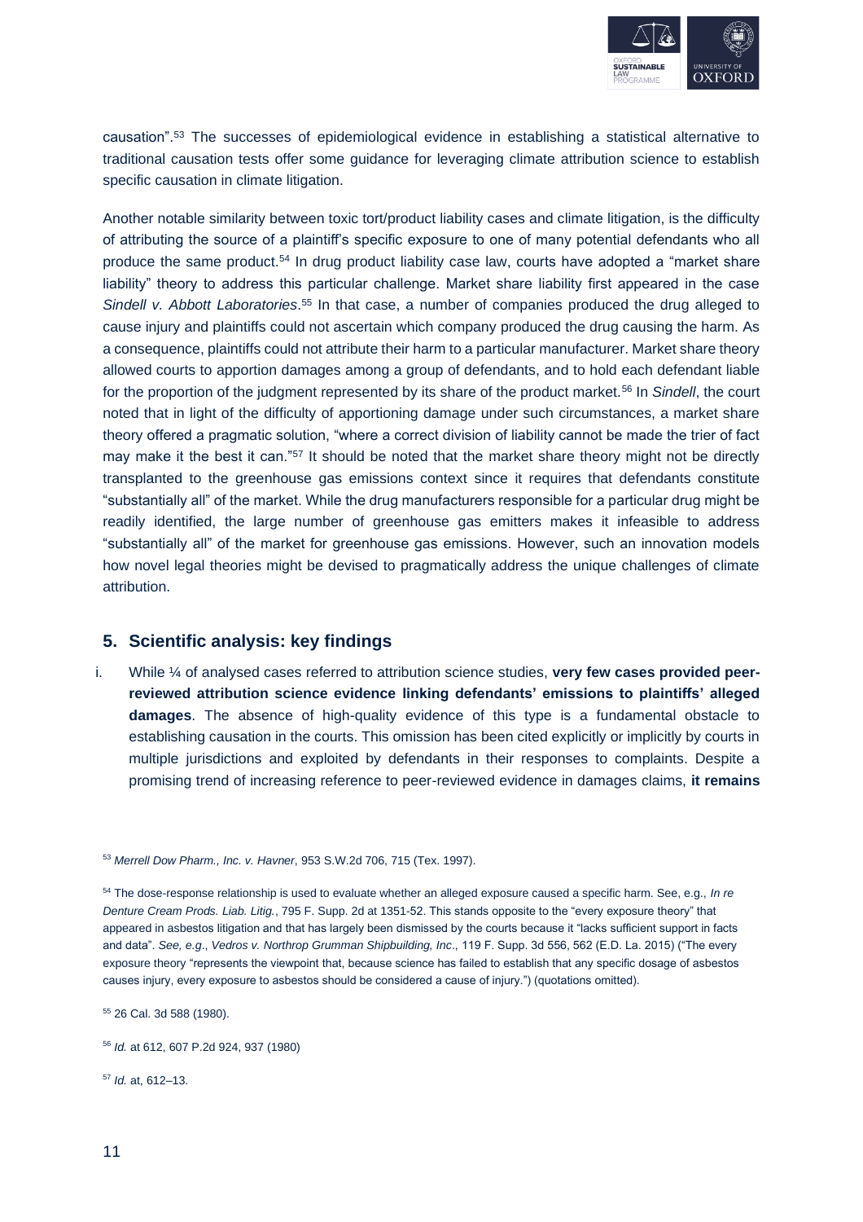causation".[53] The successes of epidemiological evidence in establishing a statistical alternative to traditional causation tests offer some guidance for leveraging climate attribution science to establish specific causation in climate litigation.

Another notable similarity between toxic tort/product liability cases and climate litigation, is the difficulty of attributing the source of a plaintiff's specific exposure to one of many potential defendants who all produce the same product.[54] In drug product liability case law, courts have adopted a "market share liability" theory to address this particular challenge. Market share liability first appeared in the case *Sindell v. Abbott Laboratories*.[55] In that case, a number of companies produced the drug alleged to cause injury and plaintiffs could not ascertain which company produced the drug causing the harm. As a consequence, plaintiffs could not attribute their harm to a particular manufacturer. Market share theory allowed courts to apportion damages among a group of defendants, and to hold each defendant liable for the proportion of the judgment represented by its share of the product market.[56] In *Sindell*, the court noted that in light of the difficulty of apportioning damage under such circumstances, a market share theory offered a pragmatic solution, "where a correct division of liability cannot be made the trier of fact may make it the best it can."[57] It should be noted that the market share theory might not be directly transplanted to the greenhouse gas emissions context since it requires that defendants constitute "substantially all" of the market. While the drug manufacturers responsible for a particular drug might be readily identified, the large number of greenhouse gas emitters makes it infeasible to address "substantially all" of the market for greenhouse gas emissions. However, such an innovation models how novel legal theories might be devised to pragmatically address the unique challenges of climate attribution.

## 5. Scientific analysis: key findings

i. While ¼ of analysed cases referred to attribution science studies, **very few cases provided peer-reviewed attribution science evidence linking defendants' emissions to plaintiffs' alleged damages**. The absence of high-quality evidence of this type is a fundamental obstacle to establishing causation in the courts. This omission has been cited explicitly or implicitly by courts in multiple jurisdictions and exploited by defendants in their responses to complaints. Despite a promising trend of increasing reference to peer-reviewed evidence in damages claims, **it remains**

[53] *Merrell Dow Pharm., Inc. v. Havner*, 953 S.W.2d 706, 715 (Tex. 1997).

[54] The dose-response relationship is used to evaluate whether an alleged exposure caused a specific harm. See, e.g., *In re Denture Cream Prods. Liab. Litig.*, 795 F. Supp. 2d at 1351-52. This stands opposite to the "every exposure theory" that appeared in asbestos litigation and that has largely been dismissed by the courts because it "lacks sufficient support in facts and data". *See, e.g*., *Vedros v. Northrop Grumman Shipbuilding, Inc*., 119 F. Supp. 3d 556, 562 (E.D. La. 2015) ("The every exposure theory "represents the viewpoint that, because science has failed to establish that any specific dosage of asbestos causes injury, every exposure to asbestos should be considered a cause of injury.") (quotations omitted).

[55] 26 Cal. 3d 588 (1980).

[56] *Id.* at 612, 607 P.2d 924, 937 (1980)

[57] *Id.* at, 612–13.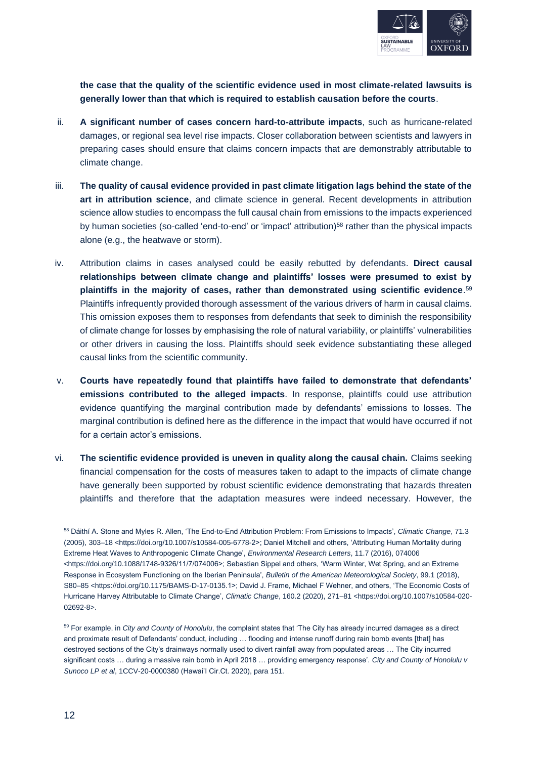**the case that the quality of the scientific evidence used in most climate-related lawsuits is generally lower than that which is required to establish causation before the courts**.

ii. **A significant number of cases concern hard-to-attribute impacts**, such as hurricane-related damages, or regional sea level rise impacts. Closer collaboration between scientists and lawyers in preparing cases should ensure that claims concern impacts that are demonstrably attributable to climate change.

iii. **The quality of causal evidence provided in past climate litigation lags behind the state of the art in attribution science**, and climate science in general. Recent developments in attribution science allow studies to encompass the full causal chain from emissions to the impacts experienced by human societies (so-called 'end-to-end' or 'impact' attribution)[58] rather than the physical impacts alone (e.g., the heatwave or storm).

iv. Attribution claims in cases analysed could be easily rebutted by defendants. **Direct causal relationships between climate change and plaintiffs' losses were presumed to exist by plaintiffs in the majority of cases, rather than demonstrated using scientific evidence**.[59] Plaintiffs infrequently provided thorough assessment of the various drivers of harm in causal claims. This omission exposes them to responses from defendants that seek to diminish the responsibility of climate change for losses by emphasising the role of natural variability, or plaintiffs' vulnerabilities or other drivers in causing the loss. Plaintiffs should seek evidence substantiating these alleged causal links from the scientific community.

v. **Courts have repeatedly found that plaintiffs have failed to demonstrate that defendants' emissions contributed to the alleged impacts**. In response, plaintiffs could use attribution evidence quantifying the marginal contribution made by defendants' emissions to losses. The marginal contribution is defined here as the difference in the impact that would have occurred if not for a certain actor's emissions.

vi. **The scientific evidence provided is uneven in quality along the causal chain.** Claims seeking financial compensation for the costs of measures taken to adapt to the impacts of climate change have generally been supported by robust scientific evidence demonstrating that hazards threaten plaintiffs and therefore that the adaptation measures were indeed necessary. However, the

[58] Dáithí A. Stone and Myles R. Allen, 'The End-to-End Attribution Problem: From Emissions to Impacts', *Climatic Change*, 71.3 (2005), 303–18 <https://doi.org/10.1007/s10584-005-6778-2>; Daniel Mitchell and others, 'Attributing Human Mortality during Extreme Heat Waves to Anthropogenic Climate Change', *Environmental Research Letters*, 11.7 (2016), 074006 <https://doi.org/10.1088/1748-9326/11/7/074006>; Sebastian Sippel and others, 'Warm Winter, Wet Spring, and an Extreme Response in Ecosystem Functioning on the Iberian Peninsula', *Bulletin of the American Meteorological Society*, 99.1 (2018), S80–85 <https://doi.org/10.1175/BAMS-D-17-0135.1>; David J. Frame, Michael F Wehner, and others, 'The Economic Costs of Hurricane Harvey Attributable to Climate Change', *Climatic Change*, 160.2 (2020), 271–81 <https://doi.org/10.1007/s10584-020-02692-8>.

[59] For example, in *City and County of Honolulu*, the complaint states that 'The City has already incurred damages as a direct and proximate result of Defendants' conduct, including … flooding and intense runoff during rain bomb events [that] has destroyed sections of the City's drainways normally used to divert rainfall away from populated areas … The City incurred significant costs … during a massive rain bomb in April 2018 … providing emergency response'. *City and County of Honolulu v Sunoco LP et al*, 1CCV-20-0000380 (Hawai'I Cir.Ct. 2020), para 151.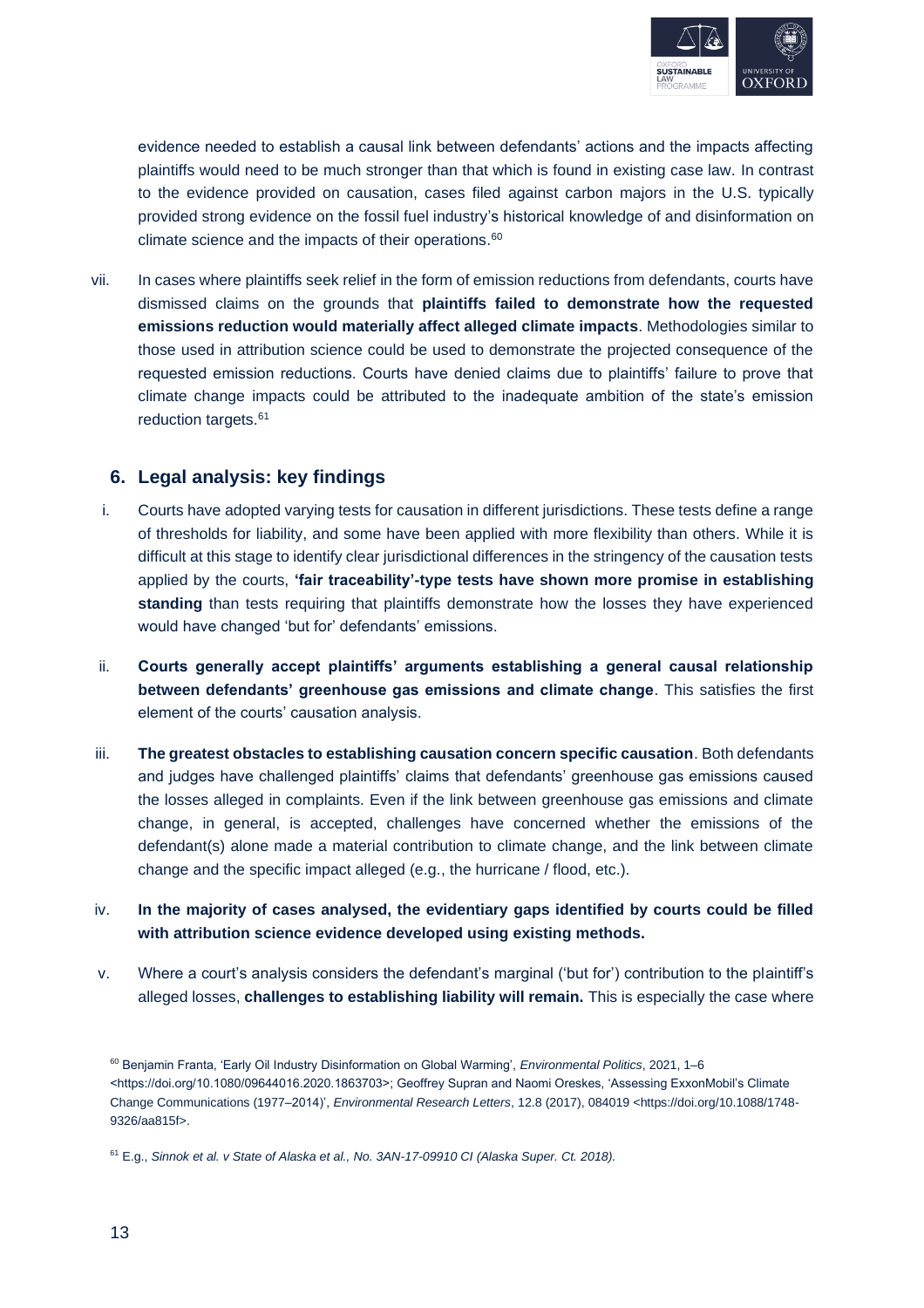evidence needed to establish a causal link between defendants' actions and the impacts affecting plaintiffs would need to be much stronger than that which is found in existing case law. In contrast to the evidence provided on causation, cases filed against carbon majors in the U.S. typically provided strong evidence on the fossil fuel industry's historical knowledge of and disinformation on climate science and the impacts of their operations.[60]

vii. In cases where plaintiffs seek relief in the form of emission reductions from defendants, courts have dismissed claims on the grounds that **plaintiffs failed to demonstrate how the requested emissions reduction would materially affect alleged climate impacts**. Methodologies similar to those used in attribution science could be used to demonstrate the projected consequence of the requested emission reductions. Courts have denied claims due to plaintiffs' failure to prove that climate change impacts could be attributed to the inadequate ambition of the state's emission reduction targets.[61]

## 6. Legal analysis: key findings

i. Courts have adopted varying tests for causation in different jurisdictions. These tests define a range of thresholds for liability, and some have been applied with more flexibility than others. While it is difficult at this stage to identify clear jurisdictional differences in the stringency of the causation tests applied by the courts, **'fair traceability'-type tests have shown more promise in establishing standing** than tests requiring that plaintiffs demonstrate how the losses they have experienced would have changed 'but for' defendants' emissions.

ii. **Courts generally accept plaintiffs' arguments establishing a general causal relationship between defendants' greenhouse gas emissions and climate change**. This satisfies the first element of the courts' causation analysis.

iii. **The greatest obstacles to establishing causation concern specific causation**. Both defendants and judges have challenged plaintiffs' claims that defendants' greenhouse gas emissions caused the losses alleged in complaints. Even if the link between greenhouse gas emissions and climate change, in general, is accepted, challenges have concerned whether the emissions of the defendant(s) alone made a material contribution to climate change, and the link between climate change and the specific impact alleged (e.g., the hurricane / flood, etc.).

iv. **In the majority of cases analysed, the evidentiary gaps identified by courts could be filled with attribution science evidence developed using existing methods.**

v. Where a court's analysis considers the defendant's marginal ('but for') contribution to the plaintiff's alleged losses, **challenges to establishing liability will remain.** This is especially the case where

---

[60] Benjamin Franta, 'Early Oil Industry Disinformation on Global Warming', *Environmental Politics*, 2021, 1–6 <https://doi.org/10.1080/09644016.2020.1863703>; Geoffrey Supran and Naomi Oreskes, 'Assessing ExxonMobil's Climate Change Communications (1977–2014)', *Environmental Research Letters*, 12.8 (2017), 084019 <https://doi.org/10.1088/1748-9326/aa815f>.

[61] E.g., *Sinnok et al. v State of Alaska et al., No. 3AN-17-09910 CI (Alaska Super. Ct. 2018).*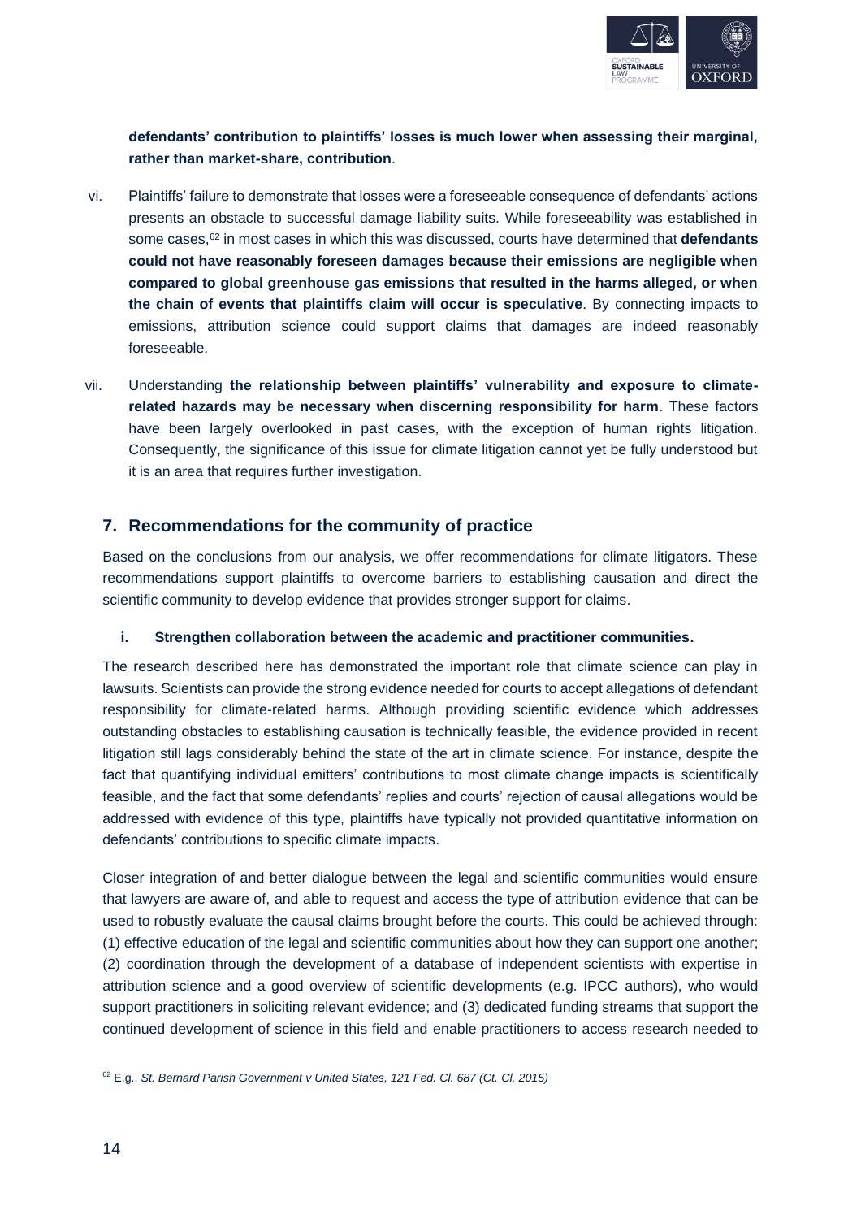**defendants' contribution to plaintiffs' losses is much lower when assessing their marginal, rather than market-share, contribution**.

vi. Plaintiffs' failure to demonstrate that losses were a foreseeable consequence of defendants' actions presents an obstacle to successful damage liability suits. While foreseeability was established in some cases,[62] in most cases in which this was discussed, courts have determined that **defendants could not have reasonably foreseen damages because their emissions are negligible when compared to global greenhouse gas emissions that resulted in the harms alleged, or when the chain of events that plaintiffs claim will occur is speculative**. By connecting impacts to emissions, attribution science could support claims that damages are indeed reasonably foreseeable.

vii. Understanding **the relationship between plaintiffs' vulnerability and exposure to climate-related hazards may be necessary when discerning responsibility for harm**. These factors have been largely overlooked in past cases, with the exception of human rights litigation. Consequently, the significance of this issue for climate litigation cannot yet be fully understood but it is an area that requires further investigation.

## 7. Recommendations for the community of practice

Based on the conclusions from our analysis, we offer recommendations for climate litigators. These recommendations support plaintiffs to overcome barriers to establishing causation and direct the scientific community to develop evidence that provides stronger support for claims.

### i. Strengthen collaboration between the academic and practitioner communities.

The research described here has demonstrated the important role that climate science can play in lawsuits. Scientists can provide the strong evidence needed for courts to accept allegations of defendant responsibility for climate-related harms. Although providing scientific evidence which addresses outstanding obstacles to establishing causation is technically feasible, the evidence provided in recent litigation still lags considerably behind the state of the art in climate science. For instance, despite the fact that quantifying individual emitters' contributions to most climate change impacts is scientifically feasible, and the fact that some defendants' replies and courts' rejection of causal allegations would be addressed with evidence of this type, plaintiffs have typically not provided quantitative information on defendants' contributions to specific climate impacts.

Closer integration of and better dialogue between the legal and scientific communities would ensure that lawyers are aware of, and able to request and access the type of attribution evidence that can be used to robustly evaluate the causal claims brought before the courts. This could be achieved through: (1) effective education of the legal and scientific communities about how they can support one another; (2) coordination through the development of a database of independent scientists with expertise in attribution science and a good overview of scientific developments (e.g. IPCC authors), who would support practitioners in soliciting relevant evidence; and (3) dedicated funding streams that support the continued development of science in this field and enable practitioners to access research needed to

[62] E.g., *St. Bernard Parish Government v United States, 121 Fed. Cl. 687 (Ct. Cl. 2015)*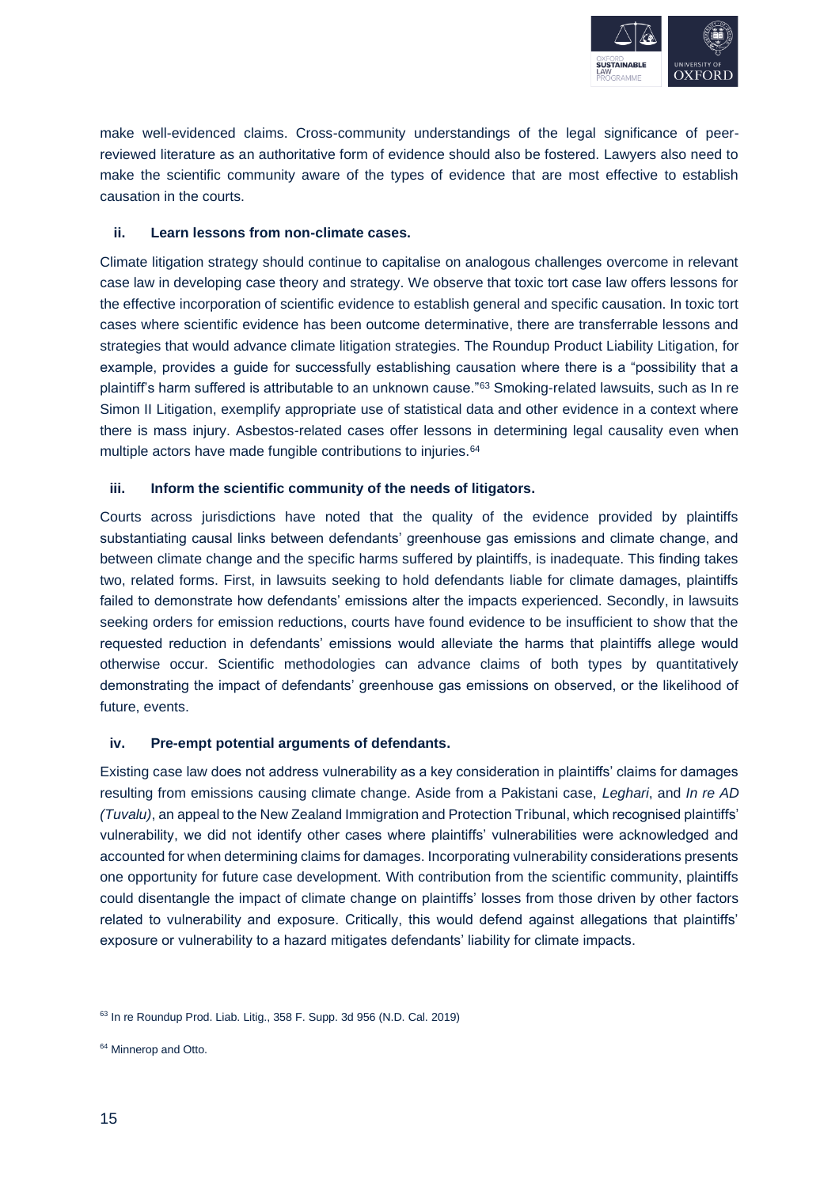make well-evidenced claims. Cross-community understandings of the legal significance of peer-reviewed literature as an authoritative form of evidence should also be fostered. Lawyers also need to make the scientific community aware of the types of evidence that are most effective to establish causation in the courts.

#### ii. Learn lessons from non-climate cases.

Climate litigation strategy should continue to capitalise on analogous challenges overcome in relevant case law in developing case theory and strategy. We observe that toxic tort case law offers lessons for the effective incorporation of scientific evidence to establish general and specific causation. In toxic tort cases where scientific evidence has been outcome determinative, there are transferrable lessons and strategies that would advance climate litigation strategies. The Roundup Product Liability Litigation, for example, provides a guide for successfully establishing causation where there is a "possibility that a plaintiff's harm suffered is attributable to an unknown cause."[63] Smoking-related lawsuits, such as In re Simon II Litigation, exemplify appropriate use of statistical data and other evidence in a context where there is mass injury. Asbestos-related cases offer lessons in determining legal causality even when multiple actors have made fungible contributions to injuries.[64]

#### iii. Inform the scientific community of the needs of litigators.

Courts across jurisdictions have noted that the quality of the evidence provided by plaintiffs substantiating causal links between defendants' greenhouse gas emissions and climate change, and between climate change and the specific harms suffered by plaintiffs, is inadequate. This finding takes two, related forms. First, in lawsuits seeking to hold defendants liable for climate damages, plaintiffs failed to demonstrate how defendants' emissions alter the impacts experienced. Secondly, in lawsuits seeking orders for emission reductions, courts have found evidence to be insufficient to show that the requested reduction in defendants' emissions would alleviate the harms that plaintiffs allege would otherwise occur. Scientific methodologies can advance claims of both types by quantitatively demonstrating the impact of defendants' greenhouse gas emissions on observed, or the likelihood of future, events.

#### iv. Pre-empt potential arguments of defendants.

Existing case law does not address vulnerability as a key consideration in plaintiffs' claims for damages resulting from emissions causing climate change. Aside from a Pakistani case, *Leghari*, and *In re AD (Tuvalu)*, an appeal to the New Zealand Immigration and Protection Tribunal, which recognised plaintiffs' vulnerability, we did not identify other cases where plaintiffs' vulnerabilities were acknowledged and accounted for when determining claims for damages. Incorporating vulnerability considerations presents one opportunity for future case development. With contribution from the scientific community, plaintiffs could disentangle the impact of climate change on plaintiffs' losses from those driven by other factors related to vulnerability and exposure. Critically, this would defend against allegations that plaintiffs' exposure or vulnerability to a hazard mitigates defendants' liability for climate impacts.

---

[63] In re Roundup Prod. Liab. Litig., 358 F. Supp. 3d 956 (N.D. Cal. 2019)

[64] Minnerop and Otto.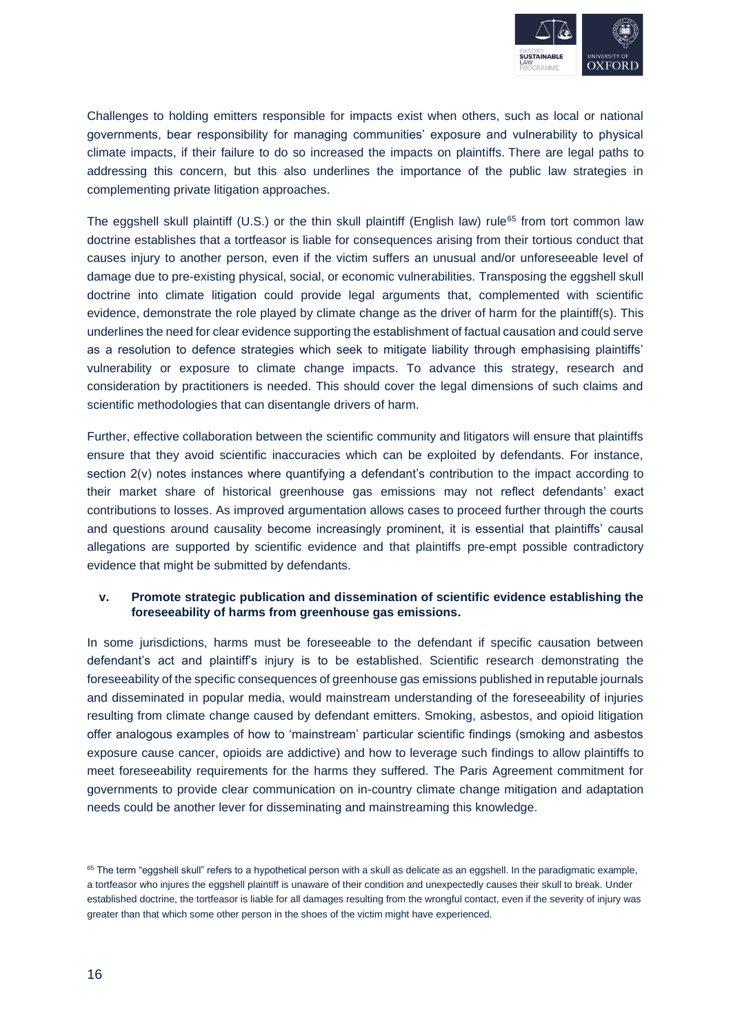Challenges to holding emitters responsible for impacts exist when others, such as local or national governments, bear responsibility for managing communities' exposure and vulnerability to physical climate impacts, if their failure to do so increased the impacts on plaintiffs. There are legal paths to addressing this concern, but this also underlines the importance of the public law strategies in complementing private litigation approaches.

The eggshell skull plaintiff (U.S.) or the thin skull plaintiff (English law) rule[65] from tort common law doctrine establishes that a tortfeasor is liable for consequences arising from their tortious conduct that causes injury to another person, even if the victim suffers an unusual and/or unforeseeable level of damage due to pre-existing physical, social, or economic vulnerabilities. Transposing the eggshell skull doctrine into climate litigation could provide legal arguments that, complemented with scientific evidence, demonstrate the role played by climate change as the driver of harm for the plaintiff(s). This underlines the need for clear evidence supporting the establishment of factual causation and could serve as a resolution to defence strategies which seek to mitigate liability through emphasising plaintiffs' vulnerability or exposure to climate change impacts. To advance this strategy, research and consideration by practitioners is needed. This should cover the legal dimensions of such claims and scientific methodologies that can disentangle drivers of harm.

Further, effective collaboration between the scientific community and litigators will ensure that plaintiffs ensure that they avoid scientific inaccuracies which can be exploited by defendants. For instance, section 2(v) notes instances where quantifying a defendant's contribution to the impact according to their market share of historical greenhouse gas emissions may not reflect defendants' exact contributions to losses. As improved argumentation allows cases to proceed further through the courts and questions around causality become increasingly prominent, it is essential that plaintiffs' causal allegations are supported by scientific evidence and that plaintiffs pre-empt possible contradictory evidence that might be submitted by defendants.

**v. Promote strategic publication and dissemination of scientific evidence establishing the foreseeability of harms from greenhouse gas emissions.**

In some jurisdictions, harms must be foreseeable to the defendant if specific causation between defendant's act and plaintiff's injury is to be established. Scientific research demonstrating the foreseeability of the specific consequences of greenhouse gas emissions published in reputable journals and disseminated in popular media, would mainstream understanding of the foreseeability of injuries resulting from climate change caused by defendant emitters. Smoking, asbestos, and opioid litigation offer analogous examples of how to 'mainstream' particular scientific findings (smoking and asbestos exposure cause cancer, opioids are addictive) and how to leverage such findings to allow plaintiffs to meet foreseeability requirements for the harms they suffered. The Paris Agreement commitment for governments to provide clear communication on in-country climate change mitigation and adaptation needs could be another lever for disseminating and mainstreaming this knowledge.

[65] The term "eggshell skull" refers to a hypothetical person with a skull as delicate as an eggshell. In the paradigmatic example, a tortfeasor who injures the eggshell plaintiff is unaware of their condition and unexpectedly causes their skull to break. Under established doctrine, the tortfeasor is liable for all damages resulting from the wrongful contact, even if the severity of injury was greater than that which some other person in the shoes of the victim might have experienced.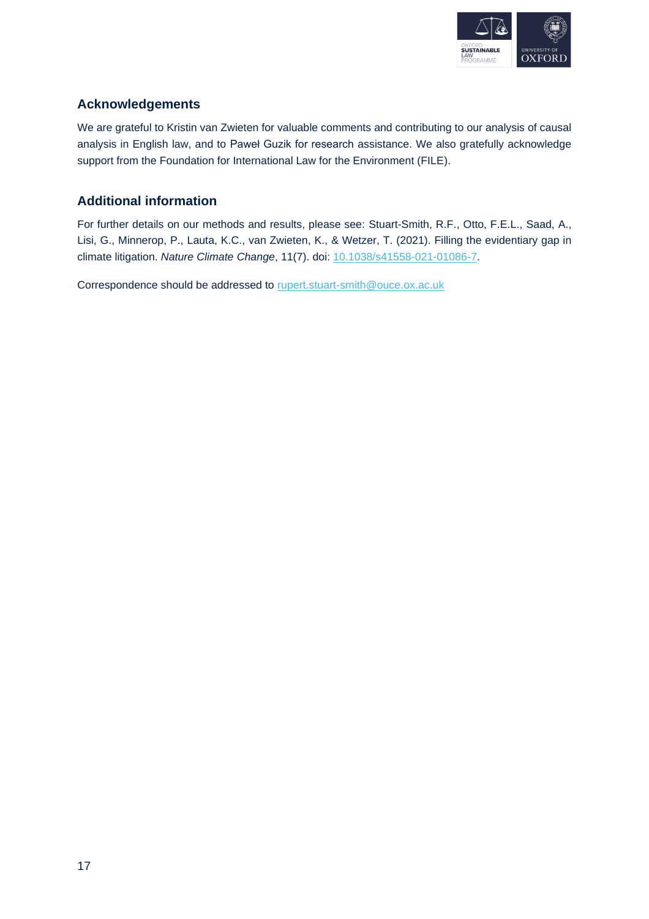## Acknowledgements

We are grateful to Kristin van Zwieten for valuable comments and contributing to our analysis of causal analysis in English law, and to Paweł Guzik for research assistance. We also gratefully acknowledge support from the Foundation for International Law for the Environment (FILE).

## Additional information

For further details on our methods and results, please see: Stuart-Smith, R.F., Otto, F.E.L., Saad, A., Lisi, G., Minnerop, P., Lauta, K.C., van Zwieten, K., & Wetzer, T. (2021). Filling the evidentiary gap in climate litigation. *Nature Climate Change*, 11(7). doi: [10.1038/s41558-021-01086-7](https://doi.org/10.1038/s41558-021-01086-7).

Correspondence should be addressed to [rupert.stuart-smith@ouce.ox.ac.uk](mailto:rupert.stuart-smith@ouce.ox.ac.uk)